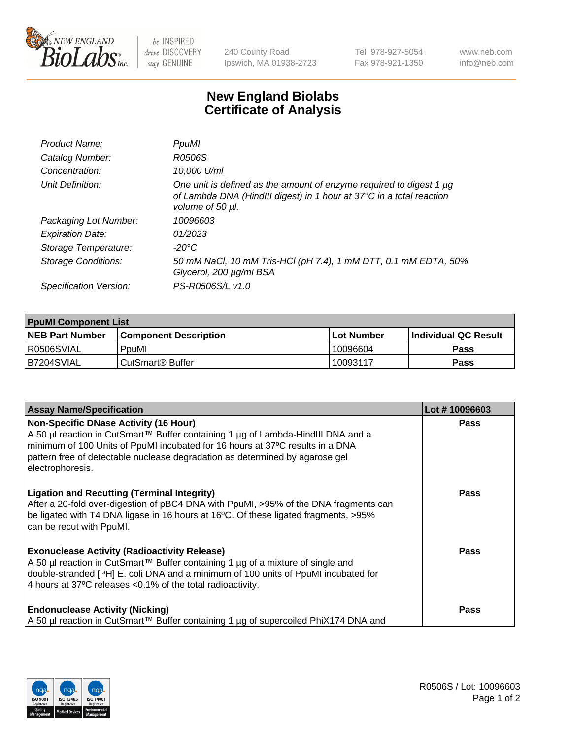# New England Biolabs
## Certificate of Analysis

| | |
|---|---|
| *Product Name:* | *PpuMI* |
| *Catalog Number:* | *R0506S* |
| *Concentration:* | *10,000 U/ml* |
| *Unit Definition:* | *One unit is defined as the amount of enzyme required to digest 1 µg of Lambda DNA (HindIII digest) in 1 hour at 37°C in a total reaction volume of 50 µl.* |
| *Packaging Lot Number:* | *10096603* |
| *Expiration Date:* | *01/2023* |
| *Storage Temperature:* | *-20°C* |
| *Storage Conditions:* | *50 mM NaCl, 10 mM Tris-HCl (pH 7.4), 1 mM DTT, 0.1 mM EDTA, 50% Glycerol, 200 µg/ml BSA* |
| *Specification Version:* | *PS-R0506S/L v1.0* |

| **PpuMI Component List** | | | |
|---|---|---|---|
| **NEB Part Number** | **Component Description** | **Lot Number** | **Individual QC Result** |
| R0506SVIAL | PpuMI | 10096604 | **Pass** |
| B7204SVIAL | CutSmart® Buffer | 10093117 | **Pass** |

| **Assay Name/Specification** | **Lot # 10096603** |
|---|---|
| **Non-Specific DNase Activity (16 Hour)** A 50 µl reaction in CutSmart™ Buffer containing 1 µg of Lambda-HindIII DNA and a minimum of 100 Units of PpuMI incubated for 16 hours at 37ºC results in a DNA pattern free of detectable nuclease degradation as determined by agarose gel electrophoresis. | **Pass** |
| **Ligation and Recutting (Terminal Integrity)** After a 20-fold over-digestion of pBC4 DNA with PpuMI, >95% of the DNA fragments can be ligated with T4 DNA ligase in 16 hours at 16ºC. Of these ligated fragments, >95% can be recut with PpuMI. | **Pass** |
| **Exonuclease Activity (Radioactivity Release)** A 50 µl reaction in CutSmart™ Buffer containing 1 µg of a mixture of single and double-stranded [ $^3$H] E. coli DNA and a minimum of 100 units of PpuMI incubated for 4 hours at 37ºC releases <0.1% of the total radioactivity. | **Pass** |
| **Endonuclease Activity (Nicking)** A 50 µl reaction in CutSmart™ Buffer containing 1 µg of supercoiled PhiX174 DNA and | **Pass** |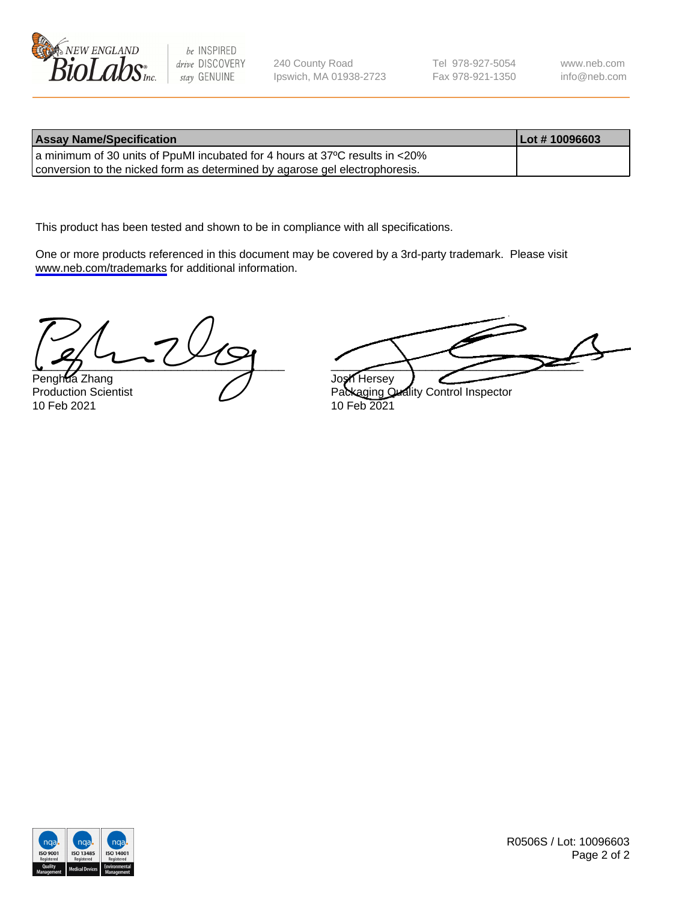| Assay Name/Specification | Lot # 10096603 |
|---|---|
| a minimum of 30 units of PpuMI incubated for 4 hours at 37ºC results in <20% conversion to the nicked form as determined by agarose gel electrophoresis. | |

This product has been tested and shown to be in compliance with all specifications.

One or more products referenced in this document may be covered by a 3rd-party trademark. Please visit www.neb.com/trademarks for additional information.

Penghua Zhang
Production Scientist
10 Feb 2021

Josh Hersey
Packaging Quality Control Inspector
10 Feb 2021

R0506S / Lot: 10096603